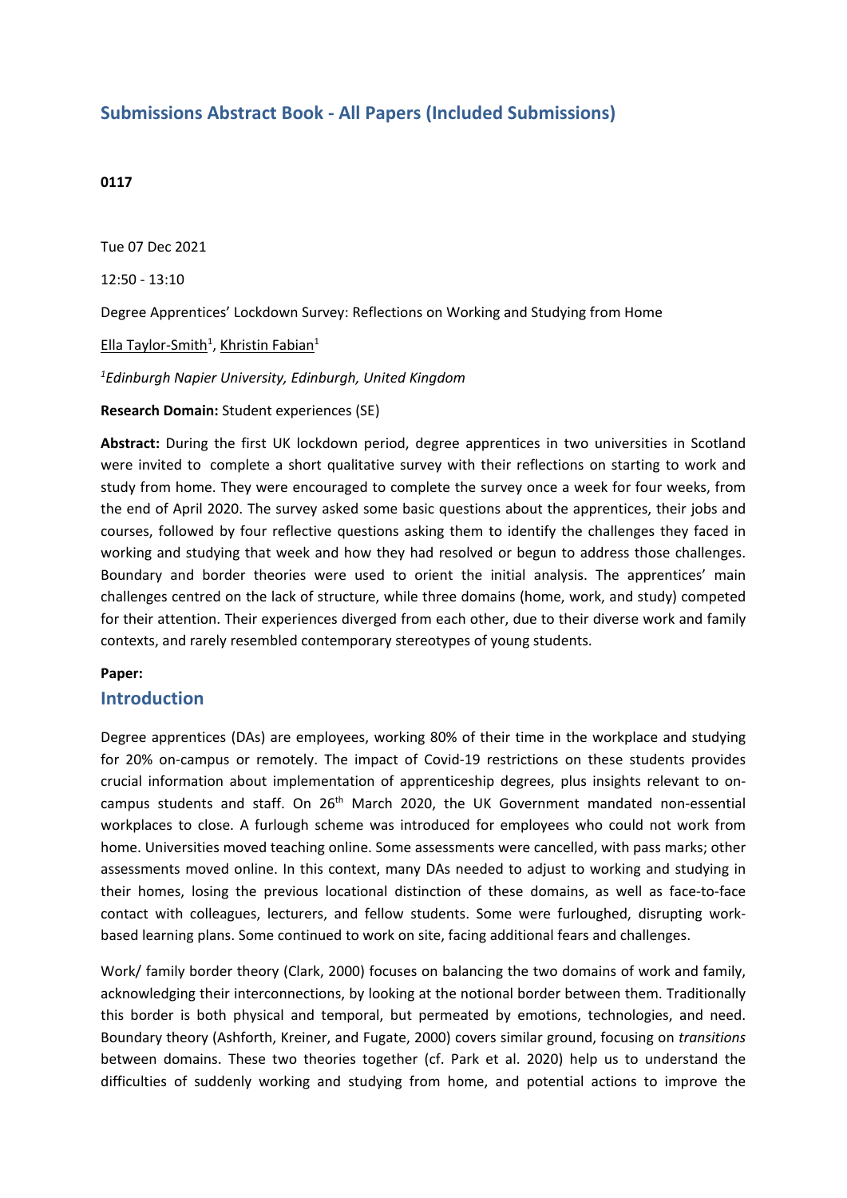# Submissions Abstract Book - All Papers (Included Submissions)

**0117**

Tue 07 Dec 2021

12:50 - 13:10

Degree Apprentices' Lockdown Survey: Reflections on Working and Studying from Home

Ella Taylor-Smith[1], Khristin Fabian[1]

*[1]Edinburgh Napier University, Edinburgh, United Kingdom*

**Research Domain:** Student experiences (SE)

**Abstract:** During the first UK lockdown period, degree apprentices in two universities in Scotland were invited to complete a short qualitative survey with their reflections on starting to work and study from home. They were encouraged to complete the survey once a week for four weeks, from the end of April 2020. The survey asked some basic questions about the apprentices, their jobs and courses, followed by four reflective questions asking them to identify the challenges they faced in working and studying that week and how they had resolved or begun to address those challenges. Boundary and border theories were used to orient the initial analysis. The apprentices' main challenges centred on the lack of structure, while three domains (home, work, and study) competed for their attention. Their experiences diverged from each other, due to their diverse work and family contexts, and rarely resembled contemporary stereotypes of young students.

**Paper:**

## Introduction

Degree apprentices (DAs) are employees, working 80% of their time in the workplace and studying for 20% on-campus or remotely. The impact of Covid-19 restrictions on these students provides crucial information about implementation of apprenticeship degrees, plus insights relevant to on-campus students and staff. On 26th March 2020, the UK Government mandated non-essential workplaces to close. A furlough scheme was introduced for employees who could not work from home. Universities moved teaching online. Some assessments were cancelled, with pass marks; other assessments moved online. In this context, many DAs needed to adjust to working and studying in their homes, losing the previous locational distinction of these domains, as well as face-to-face contact with colleagues, lecturers, and fellow students. Some were furloughed, disrupting work-based learning plans. Some continued to work on site, facing additional fears and challenges.

Work/ family border theory (Clark, 2000) focuses on balancing the two domains of work and family, acknowledging their interconnections, by looking at the notional border between them. Traditionally this border is both physical and temporal, but permeated by emotions, technologies, and need. Boundary theory (Ashforth, Kreiner, and Fugate, 2000) covers similar ground, focusing on *transitions* between domains. These two theories together (cf. Park et al. 2020) help us to understand the difficulties of suddenly working and studying from home, and potential actions to improve the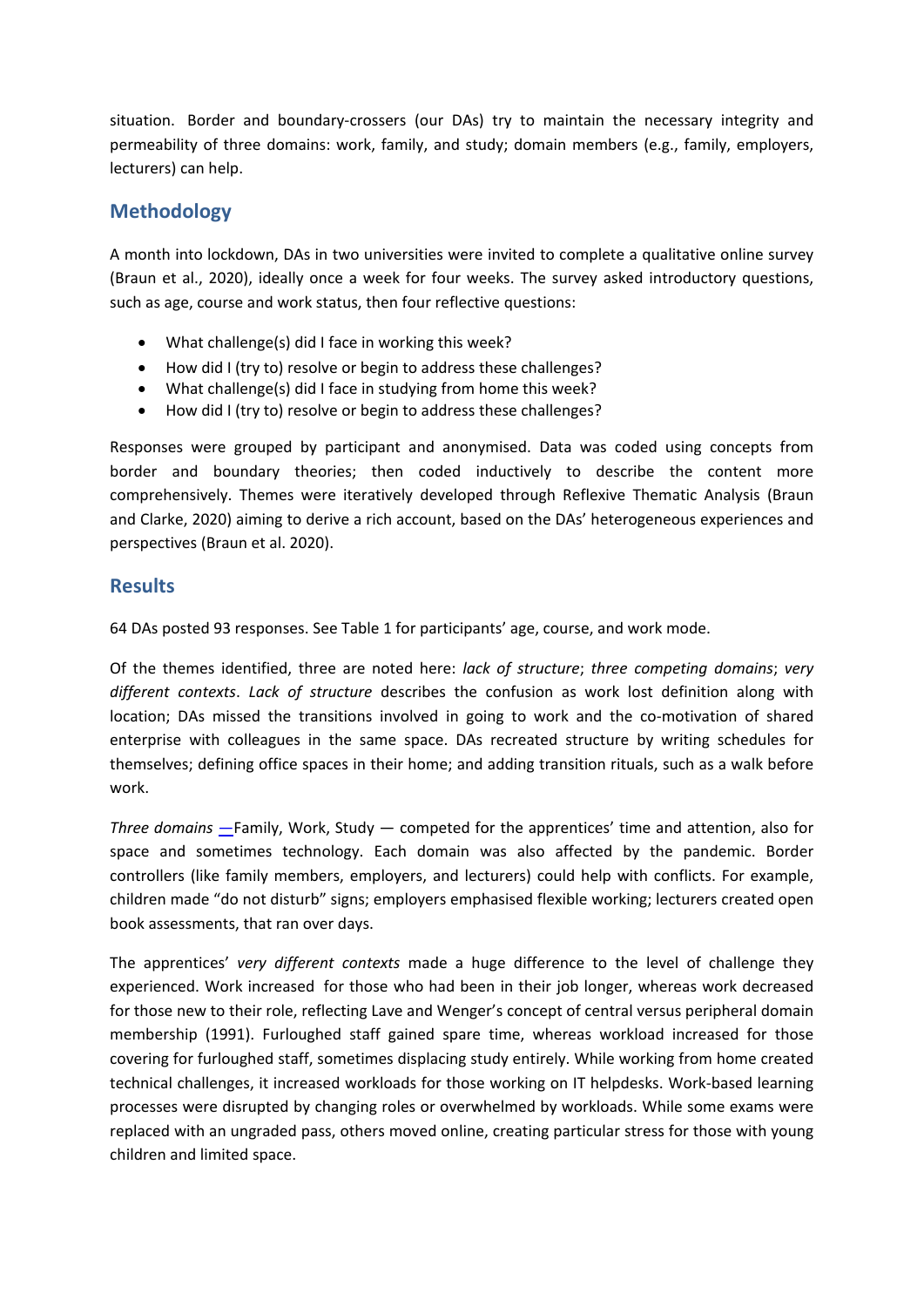situation. Border and boundary-crossers (our DAs) try to maintain the necessary integrity and permeability of three domains: work, family, and study; domain members (e.g., family, employers, lecturers) can help.

## Methodology

A month into lockdown, DAs in two universities were invited to complete a qualitative online survey (Braun et al., 2020), ideally once a week for four weeks. The survey asked introductory questions, such as age, course and work status, then four reflective questions:

- What challenge(s) did I face in working this week?
- How did I (try to) resolve or begin to address these challenges?
- What challenge(s) did I face in studying from home this week?
- How did I (try to) resolve or begin to address these challenges?

Responses were grouped by participant and anonymised. Data was coded using concepts from border and boundary theories; then coded inductively to describe the content more comprehensively. Themes were iteratively developed through Reflexive Thematic Analysis (Braun and Clarke, 2020) aiming to derive a rich account, based on the DAs' heterogeneous experiences and perspectives (Braun et al. 2020).

## Results

64 DAs posted 93 responses. See Table 1 for participants' age, course, and work mode.

Of the themes identified, three are noted here: *lack of structure*; *three competing domains*; *very different contexts*. *Lack of structure* describes the confusion as work lost definition along with location; DAs missed the transitions involved in going to work and the co-motivation of shared enterprise with colleagues in the same space. DAs recreated structure by writing schedules for themselves; defining office spaces in their home; and adding transition rituals, such as a walk before work.

*Three domains* —Family, Work, Study — competed for the apprentices' time and attention, also for space and sometimes technology. Each domain was also affected by the pandemic. Border controllers (like family members, employers, and lecturers) could help with conflicts. For example, children made "do not disturb" signs; employers emphasised flexible working; lecturers created open book assessments, that ran over days.

The apprentices' *very different contexts* made a huge difference to the level of challenge they experienced. Work increased for those who had been in their job longer, whereas work decreased for those new to their role, reflecting Lave and Wenger's concept of central versus peripheral domain membership (1991). Furloughed staff gained spare time, whereas workload increased for those covering for furloughed staff, sometimes displacing study entirely. While working from home created technical challenges, it increased workloads for those working on IT helpdesks. Work-based learning processes were disrupted by changing roles or overwhelmed by workloads. While some exams were replaced with an ungraded pass, others moved online, creating particular stress for those with young children and limited space.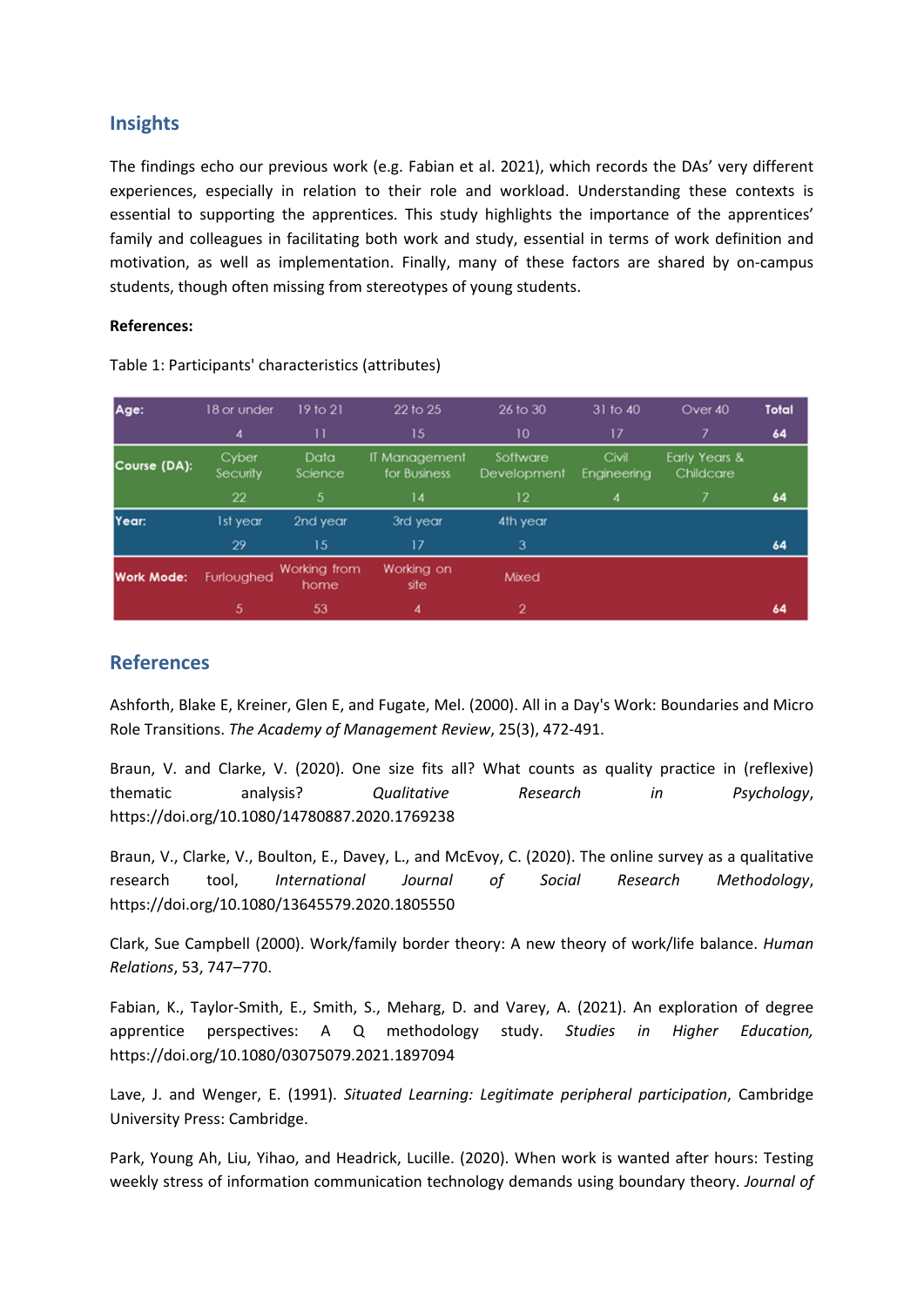## Insights

The findings echo our previous work (e.g. Fabian et al. 2021), which records the DAs' very different experiences, especially in relation to their role and workload. Understanding these contexts is essential to supporting the apprentices. This study highlights the importance of the apprentices' family and colleagues in facilitating both work and study, essential in terms of work definition and motivation, as well as implementation. Finally, many of these factors are shared by on-campus students, though often missing from stereotypes of young students.

**References:**

Table 1: Participants' characteristics (attributes)

| Age: | 18 or under | 19 to 21 | 22 to 25 | 26 to 30 | 31 to 40 | Over 40 | Total |
|---|---|---|---|---|---|---|---|
| | 4 | 11 | 15 | 10 | 17 | 7 | 64 |
| Course (DA): | Cyber Security | Data Science | IT Management for Business | Software Development | Civil Engineering | Early Years & Childcare | |
| | 22 | 5 | 14 | 12 | 4 | 7 | 64 |
| Year: | 1st year | 2nd year | 3rd year | 4th year | | | |
| | 29 | 15 | 17 | 3 | | | 64 |
| Work Mode: | Furloughed | Working from home | Working on site | Mixed | | | |
| | 5 | 53 | 4 | 2 | | | 64 |

## References

Ashforth, Blake E, Kreiner, Glen E, and Fugate, Mel. (2000). All in a Day's Work: Boundaries and Micro Role Transitions. *The Academy of Management Review*, 25(3), 472-491.

Braun, V. and Clarke, V. (2020). One size fits all? What counts as quality practice in (reflexive) thematic analysis? *Qualitative Research in Psychology*, https://doi.org/10.1080/14780887.2020.1769238

Braun, V., Clarke, V., Boulton, E., Davey, L., and McEvoy, C. (2020). The online survey as a qualitative research tool, *International Journal of Social Research Methodology*, https://doi.org/10.1080/13645579.2020.1805550

Clark, Sue Campbell (2000). Work/family border theory: A new theory of work/life balance. *Human Relations*, 53, 747–770.

Fabian, K., Taylor-Smith, E., Smith, S., Meharg, D. and Varey, A. (2021). An exploration of degree apprentice perspectives: A Q methodology study. *Studies in Higher Education,* https://doi.org/10.1080/03075079.2021.1897094

Lave, J. and Wenger, E. (1991). *Situated Learning: Legitimate peripheral participation*, Cambridge University Press: Cambridge.

Park, Young Ah, Liu, Yihao, and Headrick, Lucille. (2020). When work is wanted after hours: Testing weekly stress of information communication technology demands using boundary theory. *Journal of*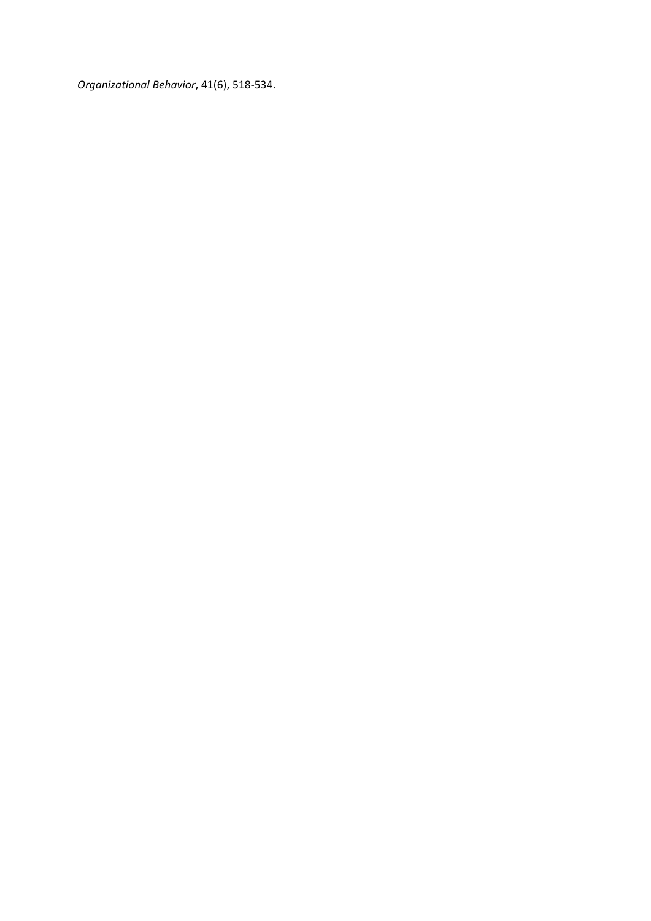*Organizational Behavior*, 41(6), 518-534.